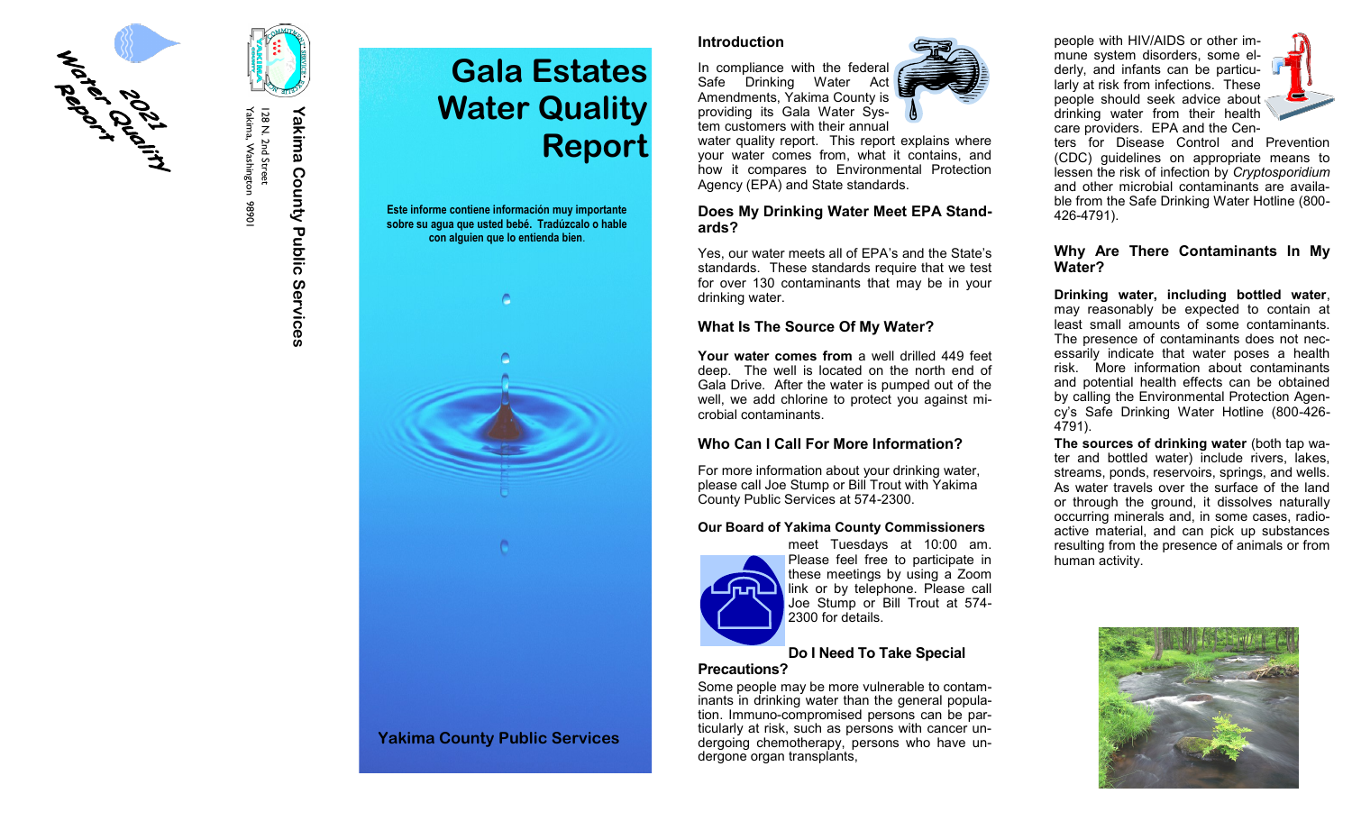2021 Water Quality Report

**Yakima County Public Services**

128 N. 2nd Street
Yakima, Washington 98901

# Gala Estates Water Quality Report

**Este informe contiene información muy importante sobre su agua que usted bebé. Tradúzcalo o hable con alguien que lo entienda bien**.

**Yakima County Public Services**

### Introduction

In compliance with the federal Safe Drinking Water Act Amendments, Yakima County is providing its Gala Water System customers with their annual water quality report. This report explains where your water comes from, what it contains, and how it compares to Environmental Protection Agency (EPA) and State standards.

### Does My Drinking Water Meet EPA Standards?

Yes, our water meets all of EPA's and the State's standards. These standards require that we test for over 130 contaminants that may be in your drinking water.

### What Is The Source Of My Water?

**Your water comes from** a well drilled 449 feet deep. The well is located on the north end of Gala Drive. After the water is pumped out of the well, we add chlorine to protect you against microbial contaminants.

### Who Can I Call For More Information?

For more information about your drinking water, please call Joe Stump or Bill Trout with Yakima County Public Services at 574-2300.

**Our Board of Yakima County Commissioners** meet Tuesdays at 10:00 am. Please feel free to participate in these meetings by using a Zoom link or by telephone. Please call Joe Stump or Bill Trout at 574-2300 for details.

### Do I Need To Take Special Precautions?

Some people may be more vulnerable to contaminants in drinking water than the general population. Immuno-compromised persons can be particularly at risk, such as persons with cancer undergoing chemotherapy, persons who have undergone organ transplants, people with HIV/AIDS or other immune system disorders, some elderly, and infants can be particularly at risk from infections. These people should seek advice about drinking water from their health care providers. EPA and the Centers for Disease Control and Prevention (CDC) guidelines on appropriate means to lessen the risk of infection by *Cryptosporidium* and other microbial contaminants are available from the Safe Drinking Water Hotline (800-426-4791).

### Why Are There Contaminants In My Water?

**Drinking water, including bottled water**, may reasonably be expected to contain at least small amounts of some contaminants. The presence of contaminants does not necessarily indicate that water poses a health risk. More information about contaminants and potential health effects can be obtained by calling the Environmental Protection Agency's Safe Drinking Water Hotline (800-426-4791).

**The sources of drinking water** (both tap water and bottled water) include rivers, lakes, streams, ponds, reservoirs, springs, and wells. As water travels over the surface of the land or through the ground, it dissolves naturally occurring minerals and, in some cases, radioactive material, and can pick up substances resulting from the presence of animals or from human activity.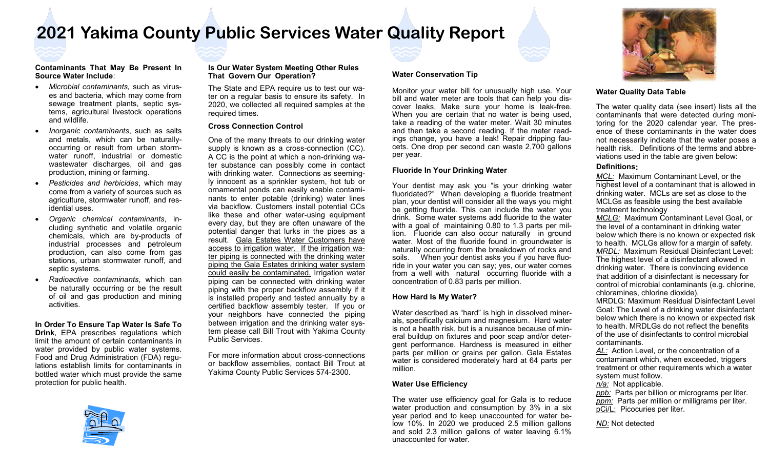# 2021 Yakima County Public Services Water Quality Report

**Contaminants That May Be Present In Source Water Include**:

- *Microbial contaminants,* such as viruses and bacteria, which may come from sewage treatment plants, septic systems, agricultural livestock operations and wildlife.
- *Inorganic contaminants*, such as salts and metals, which can be naturally-occurring or result from urban stormwater runoff, industrial or domestic wastewater discharges, oil and gas production, mining or farming.
- *Pesticides and herbicides*, which may come from a variety of sources such as agriculture, stormwater runoff, and residential uses.
- *Organic chemical contaminants*, including synthetic and volatile organic chemicals, which are by-products of industrial processes and petroleum production, can also come from gas stations, urban stormwater runoff, and septic systems.
- *Radioactive contaminants*, which can be naturally occurring or be the result of oil and gas production and mining activities.

**In Order To Ensure Tap Water Is Safe To Drink**, EPA prescribes regulations which limit the amount of certain contaminants in water provided by public water systems. Food and Drug Administration (FDA) regulations establish limits for contaminants in bottled water which must provide the same protection for public health.

**Is Our Water System Meeting Other Rules That Govern Our Operation?**

The State and EPA require us to test our water on a regular basis to ensure its safety. In 2020, we collected all required samples at the required times.

**Cross Connection Control**

One of the many threats to our drinking water supply is known as a cross-connection (CC). A CC is the point at which a non-drinking water substance can possibly come in contact with drinking water. Connections as seemingly innocent as a sprinkler system, hot tub or ornamental ponds can easily enable contaminants to enter potable (drinking) water lines via backflow. Customers install potential CCs like these and other water-using equipment every day, but they are often unaware of the potential danger that lurks in the pipes as a result. Gala Estates Water Customers have access to irrigation water. If the irrigation water piping is connected with the drinking water piping the Gala Estates drinking water system could easily be contaminated. Irrigation water piping can be connected with drinking water piping with the proper backflow assembly if it is installed properly and tested annually by a certified backflow assembly tester. If you or your neighbors have connected the piping between irrigation and the drinking water system please call Bill Trout with Yakima County Public Services.

For more information about cross-connections or backflow assemblies, contact Bill Trout at Yakima County Public Services 574-2300.

**Water Conservation Tip**

Monitor your water bill for unusually high use. Your bill and water meter are tools that can help you discover leaks. Make sure your home is leak-free. When you are certain that no water is being used, take a reading of the water meter. Wait 30 minutes and then take a second reading. If the meter readings change, you have a leak! Repair dripping faucets. One drop per second can waste 2,700 gallons per year.

**Fluoride In Your Drinking Water**

Your dentist may ask you "is your drinking water fluoridated?" When developing a fluoride treatment plan, your dentist will consider all the ways you might be getting fluoride. This can include the water you drink. Some water systems add fluoride to the water with a goal of maintaining 0.80 to 1.3 parts per million. Fluoride can also occur naturally in ground water. Most of the fluoride found in groundwater is naturally occurring from the breakdown of rocks and soils. When your dentist asks you if you have fluoride in your water you can say; yes, our water comes from a well with natural occurring fluoride with a concentration of 0.83 parts per million.

**How Hard Is My Water?**

Water described as "hard" is high in dissolved minerals, specifically calcium and magnesium. Hard water is not a health risk, but is a nuisance because of mineral buildup on fixtures and poor soap and/or detergent performance. Hardness is measured in either parts per million or grains per gallon. Gala Estates water is considered moderately hard at 64 parts per million.

**Water Use Efficiency**

The water use efficiency goal for Gala is to reduce water production and consumption by 3% in a six year period and to keep unaccounted for water below 10%. In 2020 we produced 2.5 million gallons and sold 2.3 million gallons of water leaving 6.1% unaccounted for water.

**Water Quality Data Table**

The water quality data (see insert) lists all the contaminants that were detected during monitoring for the 2020 calendar year. The presence of these contaminants in the water does not necessarily indicate that the water poses a health risk. Definitions of the terms and abbreviations used in the table are given below:

**Definitions:**

*MCL:* Maximum Contaminant Level, or the highest level of a contaminant that is allowed in drinking water. MCLs are set as close to the MCLGs as feasible using the best available treatment technology

*MCLG:* Maximum Contaminant Level Goal, or the level of a contaminant in drinking water below which there is no known or expected risk to health. MCLGs allow for a margin of safety.

*MRDL:* Maximum Residual Disinfectant Level: The highest level of a disinfectant allowed in drinking water. There is convincing evidence that addition of a disinfectant is necessary for control of microbial contaminants (e.g. chlorine, chloramines, chlorine dioxide).

MRDLG: Maximum Residual Disinfectant Level Goal: The Level of a drinking water disinfectant below which there is no known or expected risk to health. MRDLGs do not reflect the benefits of the use of disinfectants to control microbial contaminants.

*AL:* Action Level, or the concentration of a contaminant which, when exceeded, triggers treatment or other requirements which a water system must follow.

*n/a:* Not applicable.

*ppb:* Parts per billion or micrograms per liter.

*ppm:* Parts per million or milligrams per liter.

pCi/L: Picocuries per liter.

*ND:* Not detected